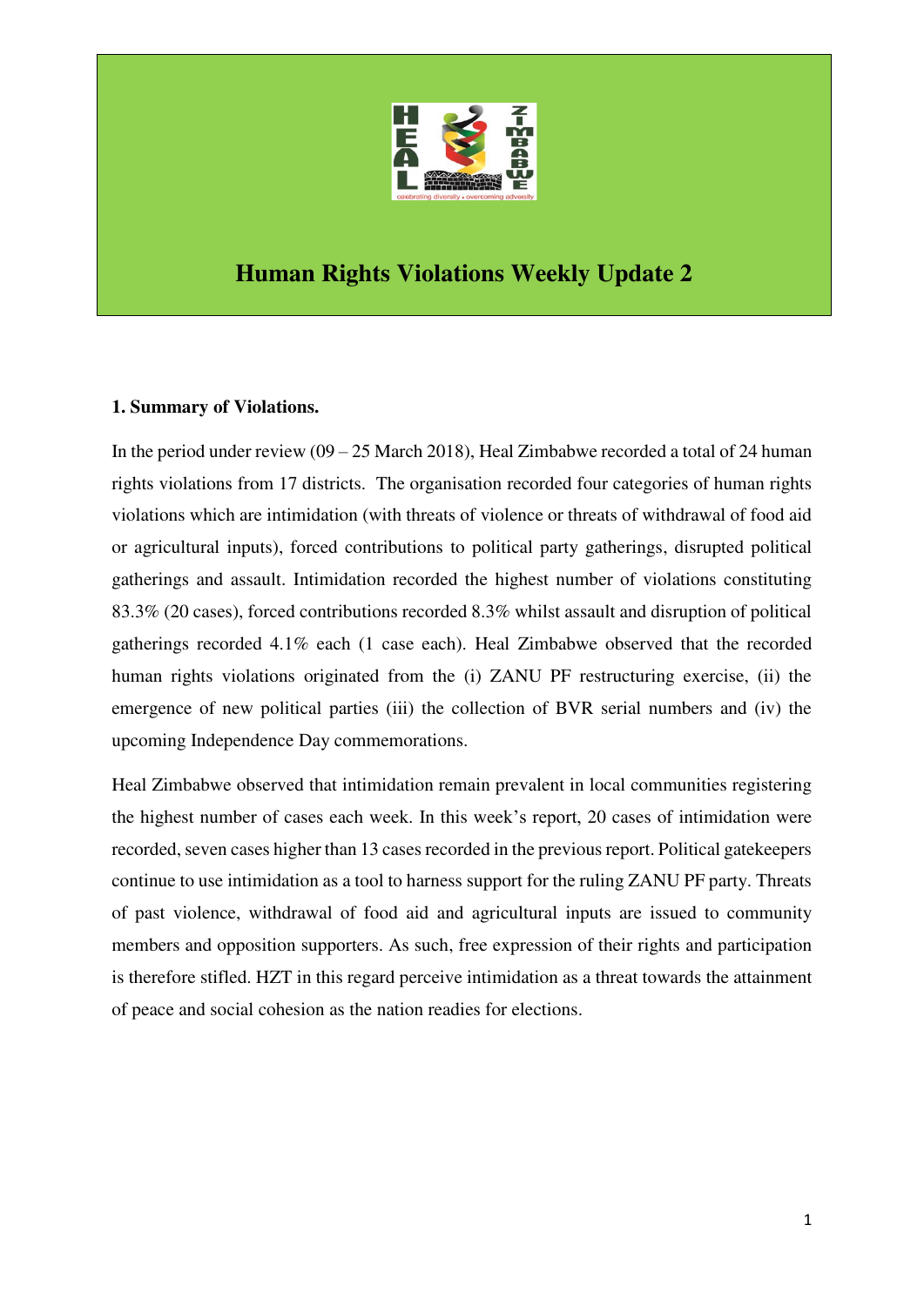# Human Rights Violations Weekly Update 2

## 1. Summary of Violations.

In the period under review (09 – 25 March 2018), Heal Zimbabwe recorded a total of 24 human rights violations from 17 districts. The organisation recorded four categories of human rights violations which are intimidation (with threats of violence or threats of withdrawal of food aid or agricultural inputs), forced contributions to political party gatherings, disrupted political gatherings and assault. Intimidation recorded the highest number of violations constituting 83.3% (20 cases), forced contributions recorded 8.3% whilst assault and disruption of political gatherings recorded 4.1% each (1 case each). Heal Zimbabwe observed that the recorded human rights violations originated from the (i) ZANU PF restructuring exercise, (ii) the emergence of new political parties (iii) the collection of BVR serial numbers and (iv) the upcoming Independence Day commemorations.

Heal Zimbabwe observed that intimidation remain prevalent in local communities registering the highest number of cases each week. In this week's report, 20 cases of intimidation were recorded, seven cases higher than 13 cases recorded in the previous report. Political gatekeepers continue to use intimidation as a tool to harness support for the ruling ZANU PF party. Threats of past violence, withdrawal of food aid and agricultural inputs are issued to community members and opposition supporters. As such, free expression of their rights and participation is therefore stifled. HZT in this regard perceive intimidation as a threat towards the attainment of peace and social cohesion as the nation readies for elections.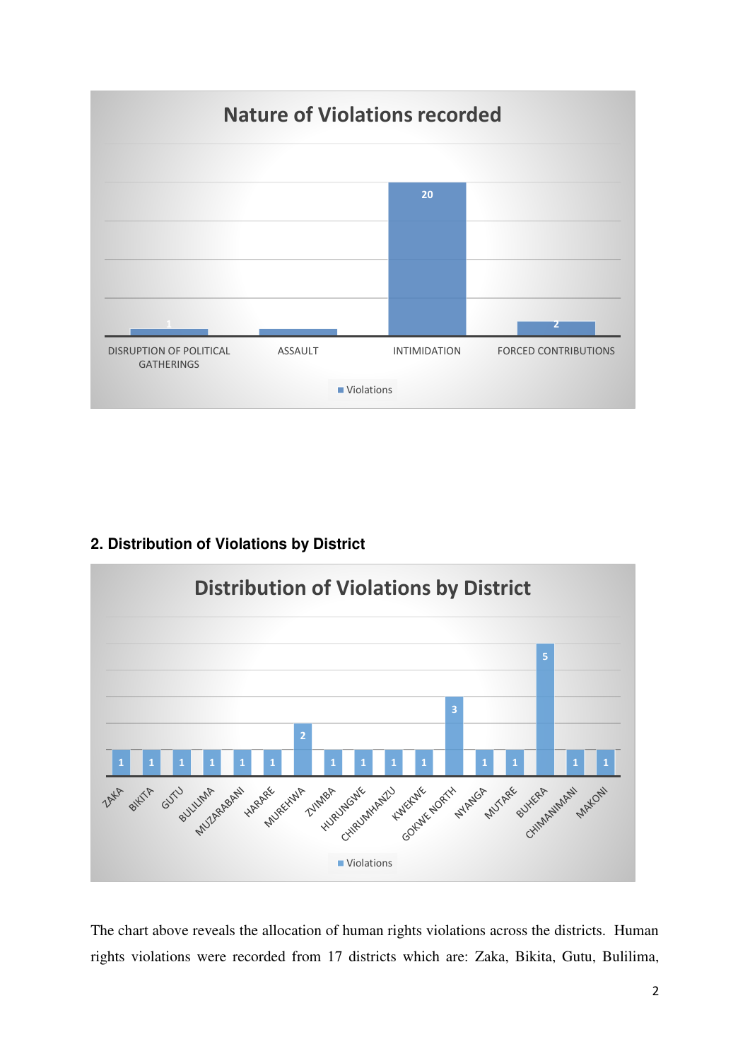**Nature of Violations recorded**

| Nature of Violation | Violations |
|---|---|
| DISRUPTION OF POLITICAL GATHERINGS | 1 |
| ASSAULT | |
| INTIMIDATION | 20 |
| FORCED CONTRIBUTIONS | 2 |

### 2. Distribution of Violations by District

**Distribution of Violations by District**

| District | Violations |
|---|---|
| ZAKA | 1 |
| BIKITA | 1 |
| GUTU | 1 |
| BULILIMA | 1 |
| MUZARABANI | 1 |
| HARARE | 1 |
| MUREHWA | 2 |
| ZVIMBA | 1 |
| HURUNGWE | 1 |
| CHIRUMHANZU | 1 |
| KWEKWE | 1 |
| GOKWE NORTH | 3 |
| NYANGA | 1 |
| MUTARE | 1 |
| BUHERA | 5 |
| CHIMANIMANI | 1 |
| MAKONI | 1 |

The chart above reveals the allocation of human rights violations across the districts. Human rights violations were recorded from 17 districts which are: Zaka, Bikita, Gutu, Bulilima,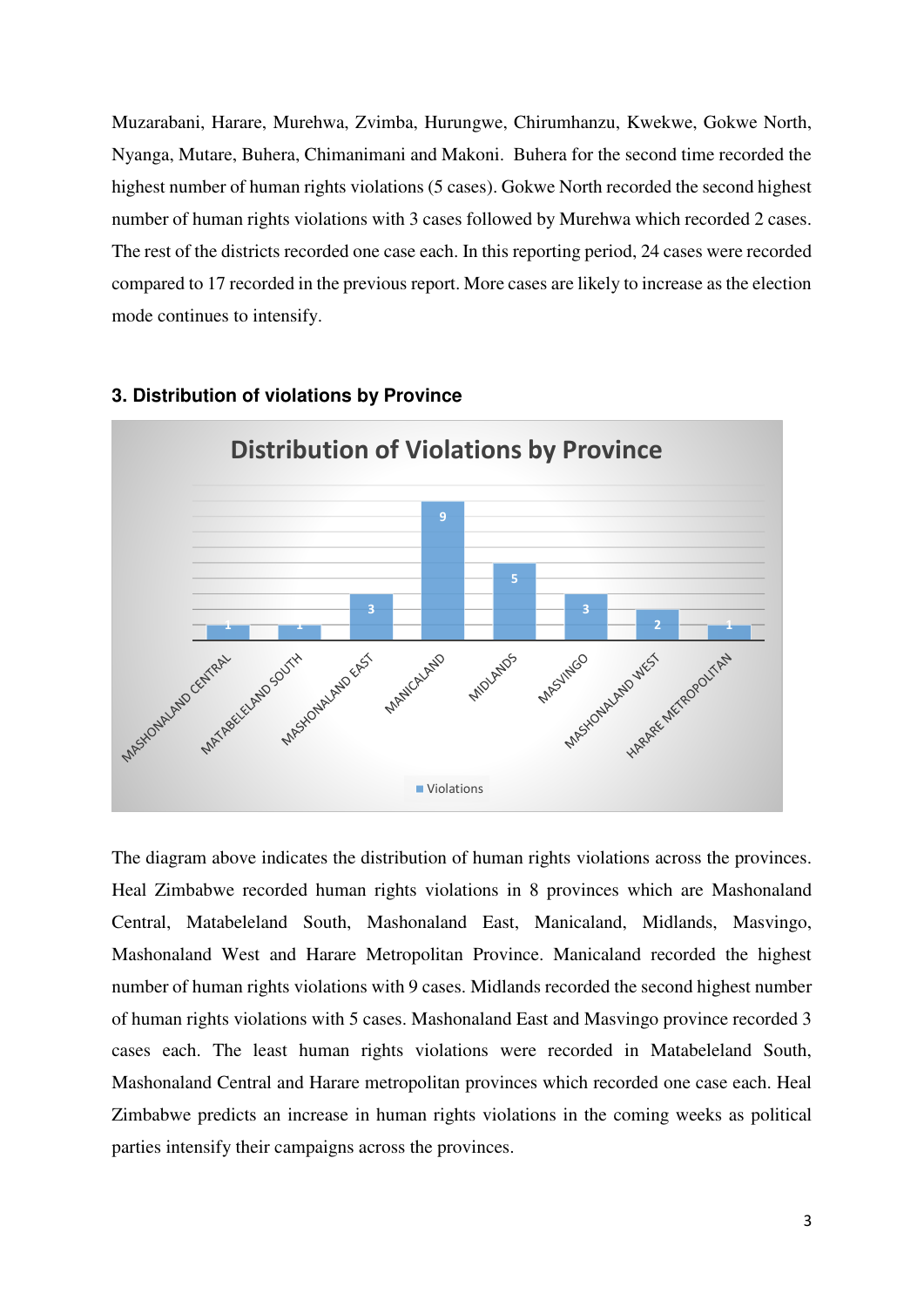Muzarabani, Harare, Murehwa, Zvimba, Hurungwe, Chirumhanzu, Kwekwe, Gokwe North, Nyanga, Mutare, Buhera, Chimanimani and Makoni. Buhera for the second time recorded the highest number of human rights violations (5 cases). Gokwe North recorded the second highest number of human rights violations with 3 cases followed by Murehwa which recorded 2 cases. The rest of the districts recorded one case each. In this reporting period, 24 cases were recorded compared to 17 recorded in the previous report. More cases are likely to increase as the election mode continues to intensify.

### 3. Distribution of violations by Province

The diagram above indicates the distribution of human rights violations across the provinces. Heal Zimbabwe recorded human rights violations in 8 provinces which are Mashonaland Central, Matabeleland South, Mashonaland East, Manicaland, Midlands, Masvingo, Mashonaland West and Harare Metropolitan Province. Manicaland recorded the highest number of human rights violations with 9 cases. Midlands recorded the second highest number of human rights violations with 5 cases. Mashonaland East and Masvingo province recorded 3 cases each. The least human rights violations were recorded in Matabeleland South, Mashonaland Central and Harare metropolitan provinces which recorded one case each. Heal Zimbabwe predicts an increase in human rights violations in the coming weeks as political parties intensify their campaigns across the provinces.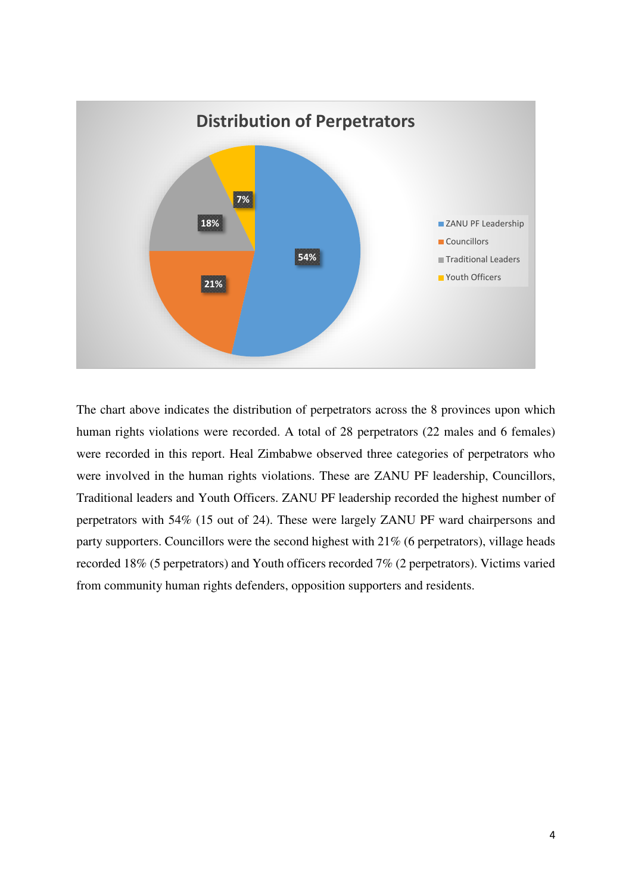The chart above indicates the distribution of perpetrators across the 8 provinces upon which human rights violations were recorded. A total of 28 perpetrators (22 males and 6 females) were recorded in this report. Heal Zimbabwe observed three categories of perpetrators who were involved in the human rights violations. These are ZANU PF leadership, Councillors, Traditional leaders and Youth Officers. ZANU PF leadership recorded the highest number of perpetrators with 54% (15 out of 24). These were largely ZANU PF ward chairpersons and party supporters. Councillors were the second highest with 21% (6 perpetrators), village heads recorded 18% (5 perpetrators) and Youth officers recorded 7% (2 perpetrators). Victims varied from community human rights defenders, opposition supporters and residents.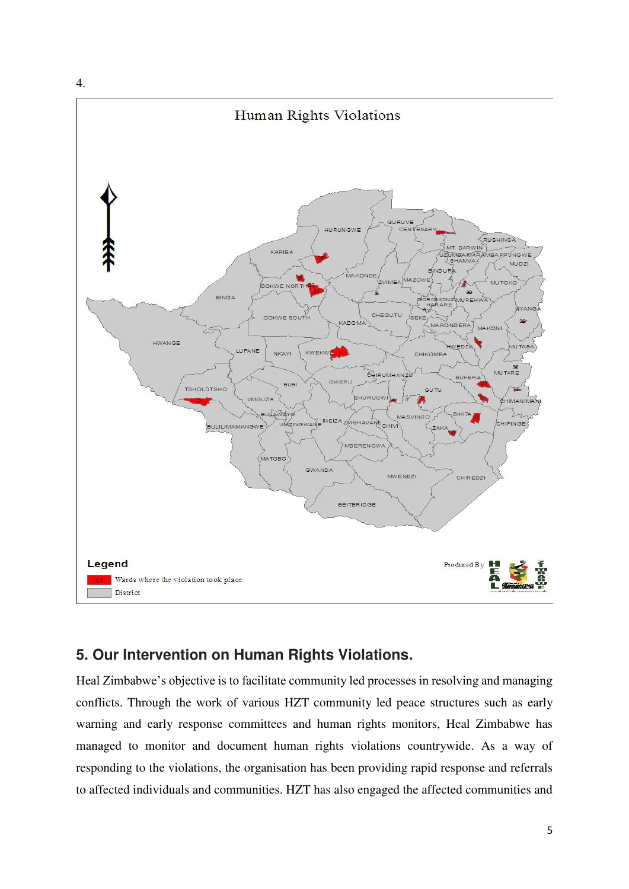4.

Human Rights Violations

Legend

Wards where the violation took place

District

Produced By HEAL Zimbabwe

## 5. Our Intervention on Human Rights Violations.

Heal Zimbabwe's objective is to facilitate community led processes in resolving and managing conflicts. Through the work of various HZT community led peace structures such as early warning and early response committees and human rights monitors, Heal Zimbabwe has managed to monitor and document human rights violations countrywide. As a way of responding to the violations, the organisation has been providing rapid response and referrals to affected individuals and communities. HZT has also engaged the affected communities and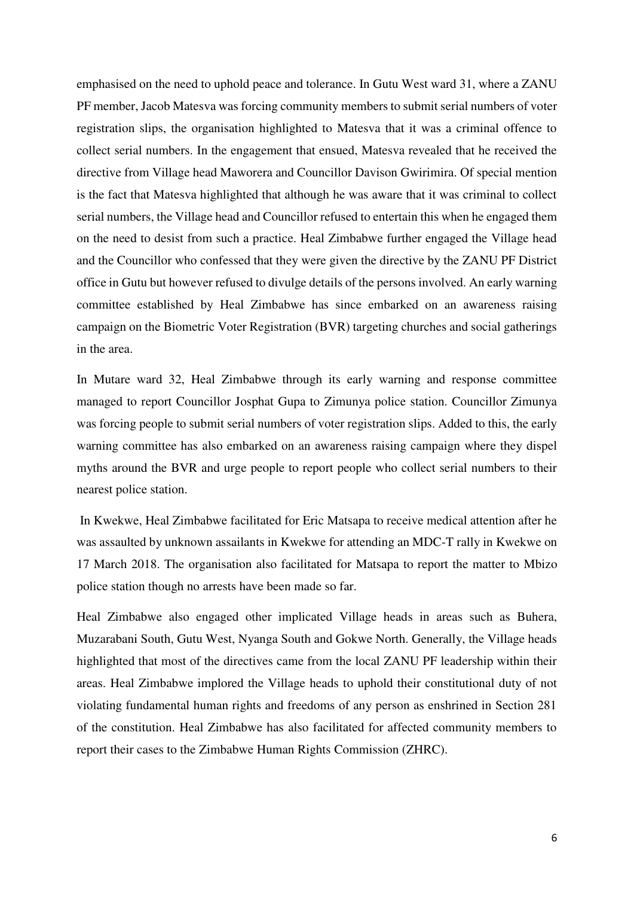emphasised on the need to uphold peace and tolerance. In Gutu West ward 31, where a ZANU PF member, Jacob Matesva was forcing community members to submit serial numbers of voter registration slips, the organisation highlighted to Matesva that it was a criminal offence to collect serial numbers. In the engagement that ensued, Matesva revealed that he received the directive from Village head Maworera and Councillor Davison Gwirimira. Of special mention is the fact that Matesva highlighted that although he was aware that it was criminal to collect serial numbers, the Village head and Councillor refused to entertain this when he engaged them on the need to desist from such a practice. Heal Zimbabwe further engaged the Village head and the Councillor who confessed that they were given the directive by the ZANU PF District office in Gutu but however refused to divulge details of the persons involved. An early warning committee established by Heal Zimbabwe has since embarked on an awareness raising campaign on the Biometric Voter Registration (BVR) targeting churches and social gatherings in the area.

In Mutare ward 32, Heal Zimbabwe through its early warning and response committee managed to report Councillor Josphat Gupa to Zimunya police station. Councillor Zimunya was forcing people to submit serial numbers of voter registration slips. Added to this, the early warning committee has also embarked on an awareness raising campaign where they dispel myths around the BVR and urge people to report people who collect serial numbers to their nearest police station.

In Kwekwe, Heal Zimbabwe facilitated for Eric Matsapa to receive medical attention after he was assaulted by unknown assailants in Kwekwe for attending an MDC-T rally in Kwekwe on 17 March 2018. The organisation also facilitated for Matsapa to report the matter to Mbizo police station though no arrests have been made so far.

Heal Zimbabwe also engaged other implicated Village heads in areas such as Buhera, Muzarabani South, Gutu West, Nyanga South and Gokwe North. Generally, the Village heads highlighted that most of the directives came from the local ZANU PF leadership within their areas. Heal Zimbabwe implored the Village heads to uphold their constitutional duty of not violating fundamental human rights and freedoms of any person as enshrined in Section 281 of the constitution. Heal Zimbabwe has also facilitated for affected community members to report their cases to the Zimbabwe Human Rights Commission (ZHRC).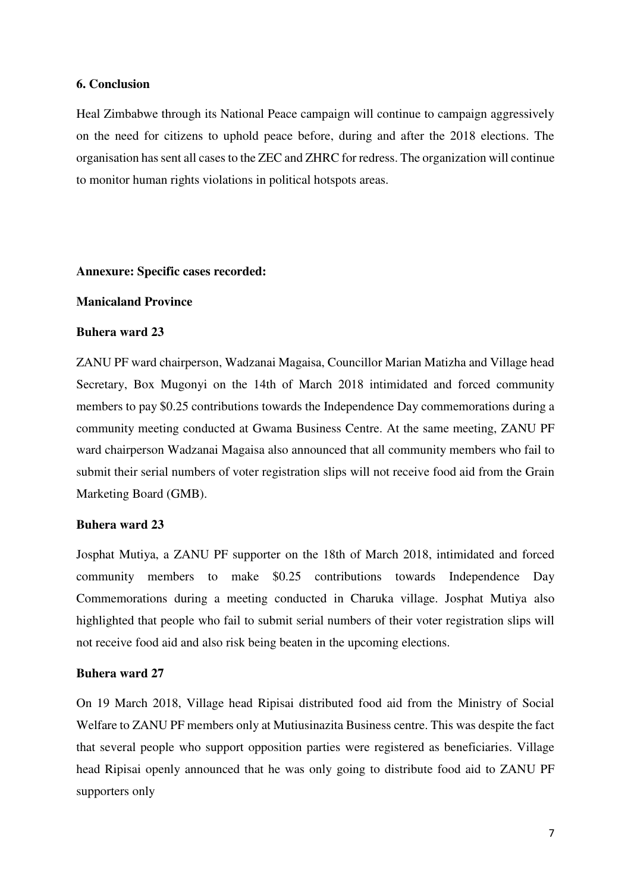## 6. Conclusion

Heal Zimbabwe through its National Peace campaign will continue to campaign aggressively on the need for citizens to uphold peace before, during and after the 2018 elections. The organisation has sent all cases to the ZEC and ZHRC for redress. The organization will continue to monitor human rights violations in political hotspots areas.

## Annexure: Specific cases recorded:

### Manicaland Province

#### Buhera ward 23

ZANU PF ward chairperson, Wadzanai Magaisa, Councillor Marian Matizha and Village head Secretary, Box Mugonyi on the 14th of March 2018 intimidated and forced community members to pay $0.25 contributions towards the Independence Day commemorations during a community meeting conducted at Gwama Business Centre. At the same meeting, ZANU PF ward chairperson Wadzanai Magaisa also announced that all community members who fail to submit their serial numbers of voter registration slips will not receive food aid from the Grain Marketing Board (GMB).

#### Buhera ward 23

Josphat Mutiya, a ZANU PF supporter on the 18th of March 2018, intimidated and forced community members to make $0.25 contributions towards Independence Day Commemorations during a meeting conducted in Charuka village. Josphat Mutiya also highlighted that people who fail to submit serial numbers of their voter registration slips will not receive food aid and also risk being beaten in the upcoming elections.

#### Buhera ward 27

On 19 March 2018, Village head Ripisai distributed food aid from the Ministry of Social Welfare to ZANU PF members only at Mutiusinazita Business centre. This was despite the fact that several people who support opposition parties were registered as beneficiaries. Village head Ripisai openly announced that he was only going to distribute food aid to ZANU PF supporters only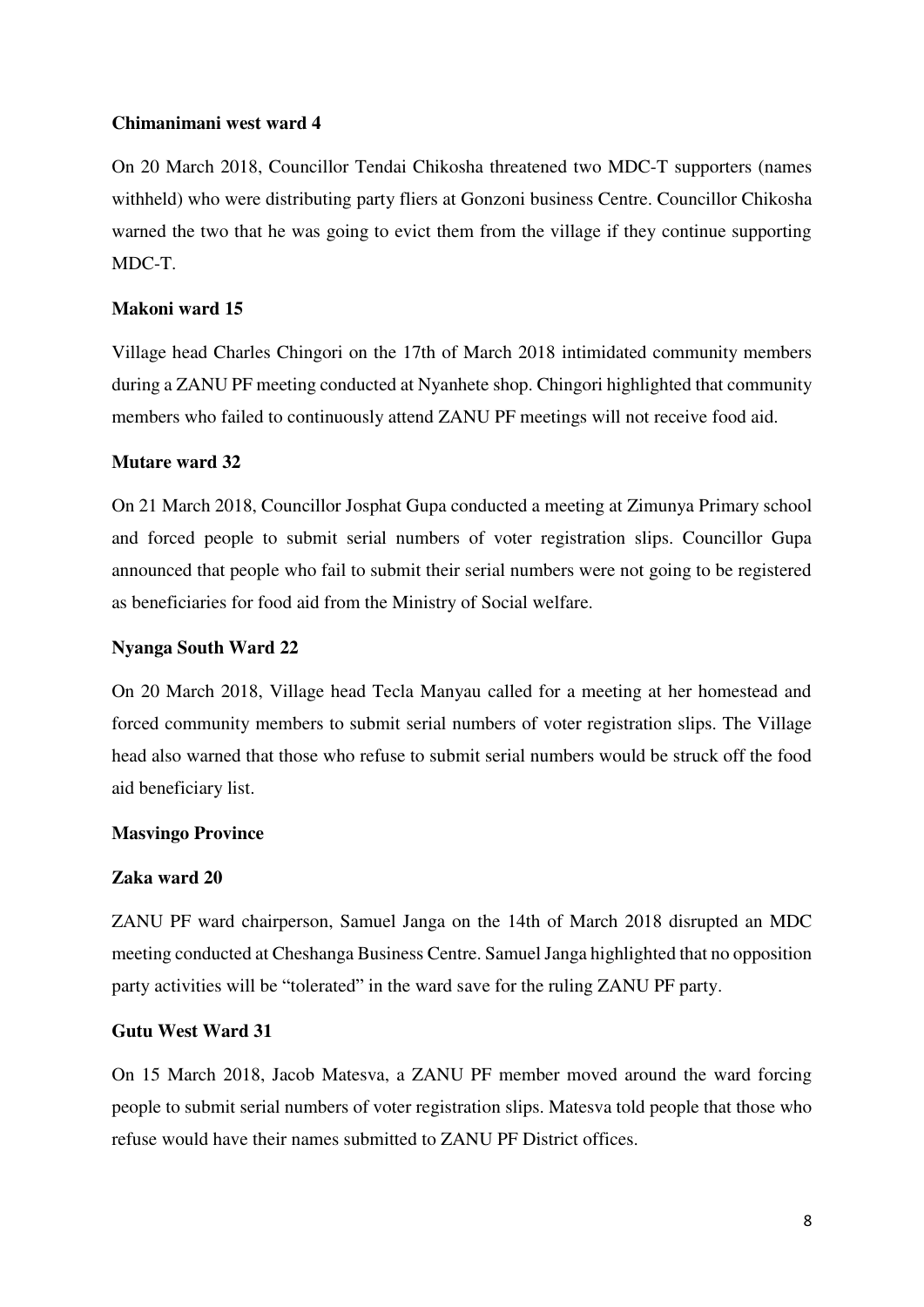**Chimanimani west ward 4**

On 20 March 2018, Councillor Tendai Chikosha threatened two MDC-T supporters (names withheld) who were distributing party fliers at Gonzoni business Centre. Councillor Chikosha warned the two that he was going to evict them from the village if they continue supporting MDC-T.

**Makoni ward 15**

Village head Charles Chingori on the 17th of March 2018 intimidated community members during a ZANU PF meeting conducted at Nyanhete shop. Chingori highlighted that community members who failed to continuously attend ZANU PF meetings will not receive food aid.

**Mutare ward 32**

On 21 March 2018, Councillor Josphat Gupa conducted a meeting at Zimunya Primary school and forced people to submit serial numbers of voter registration slips. Councillor Gupa announced that people who fail to submit their serial numbers were not going to be registered as beneficiaries for food aid from the Ministry of Social welfare.

**Nyanga South Ward 22**

On 20 March 2018, Village head Tecla Manyau called for a meeting at her homestead and forced community members to submit serial numbers of voter registration slips. The Village head also warned that those who refuse to submit serial numbers would be struck off the food aid beneficiary list.

**Masvingo Province**

**Zaka ward 20**

ZANU PF ward chairperson, Samuel Janga on the 14th of March 2018 disrupted an MDC meeting conducted at Cheshanga Business Centre. Samuel Janga highlighted that no opposition party activities will be "tolerated" in the ward save for the ruling ZANU PF party.

**Gutu West Ward 31**

On 15 March 2018, Jacob Matesva, a ZANU PF member moved around the ward forcing people to submit serial numbers of voter registration slips. Matesva told people that those who refuse would have their names submitted to ZANU PF District offices.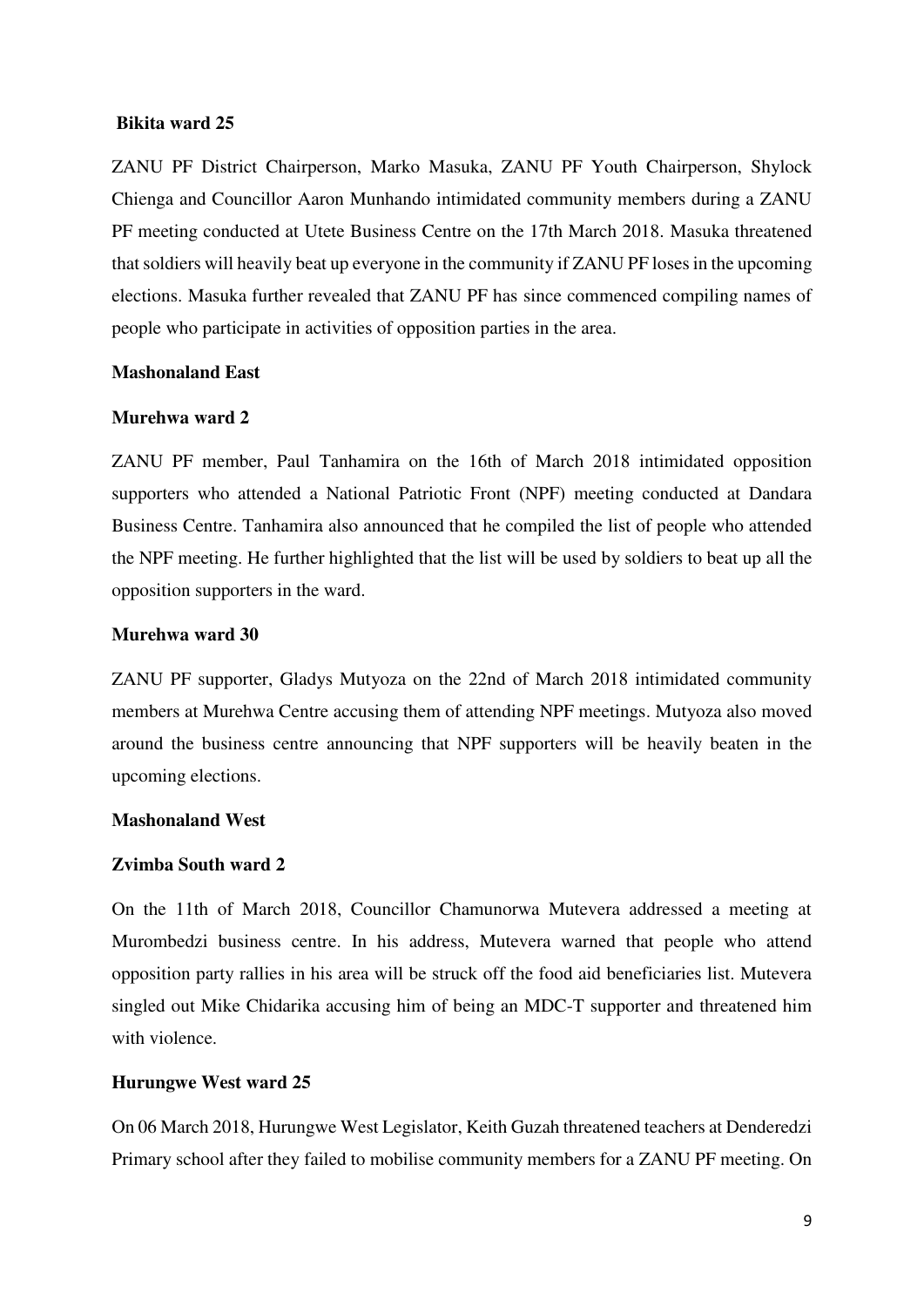**Bikita ward 25**

ZANU PF District Chairperson, Marko Masuka, ZANU PF Youth Chairperson, Shylock Chienga and Councillor Aaron Munhando intimidated community members during a ZANU PF meeting conducted at Utete Business Centre on the 17th March 2018. Masuka threatened that soldiers will heavily beat up everyone in the community if ZANU PF loses in the upcoming elections. Masuka further revealed that ZANU PF has since commenced compiling names of people who participate in activities of opposition parties in the area.

**Mashonaland East**

**Murehwa ward 2**

ZANU PF member, Paul Tanhamira on the 16th of March 2018 intimidated opposition supporters who attended a National Patriotic Front (NPF) meeting conducted at Dandara Business Centre. Tanhamira also announced that he compiled the list of people who attended the NPF meeting. He further highlighted that the list will be used by soldiers to beat up all the opposition supporters in the ward.

**Murehwa ward 30**

ZANU PF supporter, Gladys Mutyoza on the 22nd of March 2018 intimidated community members at Murehwa Centre accusing them of attending NPF meetings. Mutyoza also moved around the business centre announcing that NPF supporters will be heavily beaten in the upcoming elections.

**Mashonaland West**

**Zvimba South ward 2**

On the 11th of March 2018, Councillor Chamunorwa Mutevera addressed a meeting at Murombedzi business centre. In his address, Mutevera warned that people who attend opposition party rallies in his area will be struck off the food aid beneficiaries list. Mutevera singled out Mike Chidarika accusing him of being an MDC-T supporter and threatened him with violence.

**Hurungwe West ward 25**

On 06 March 2018, Hurungwe West Legislator, Keith Guzah threatened teachers at Denderedzi Primary school after they failed to mobilise community members for a ZANU PF meeting. On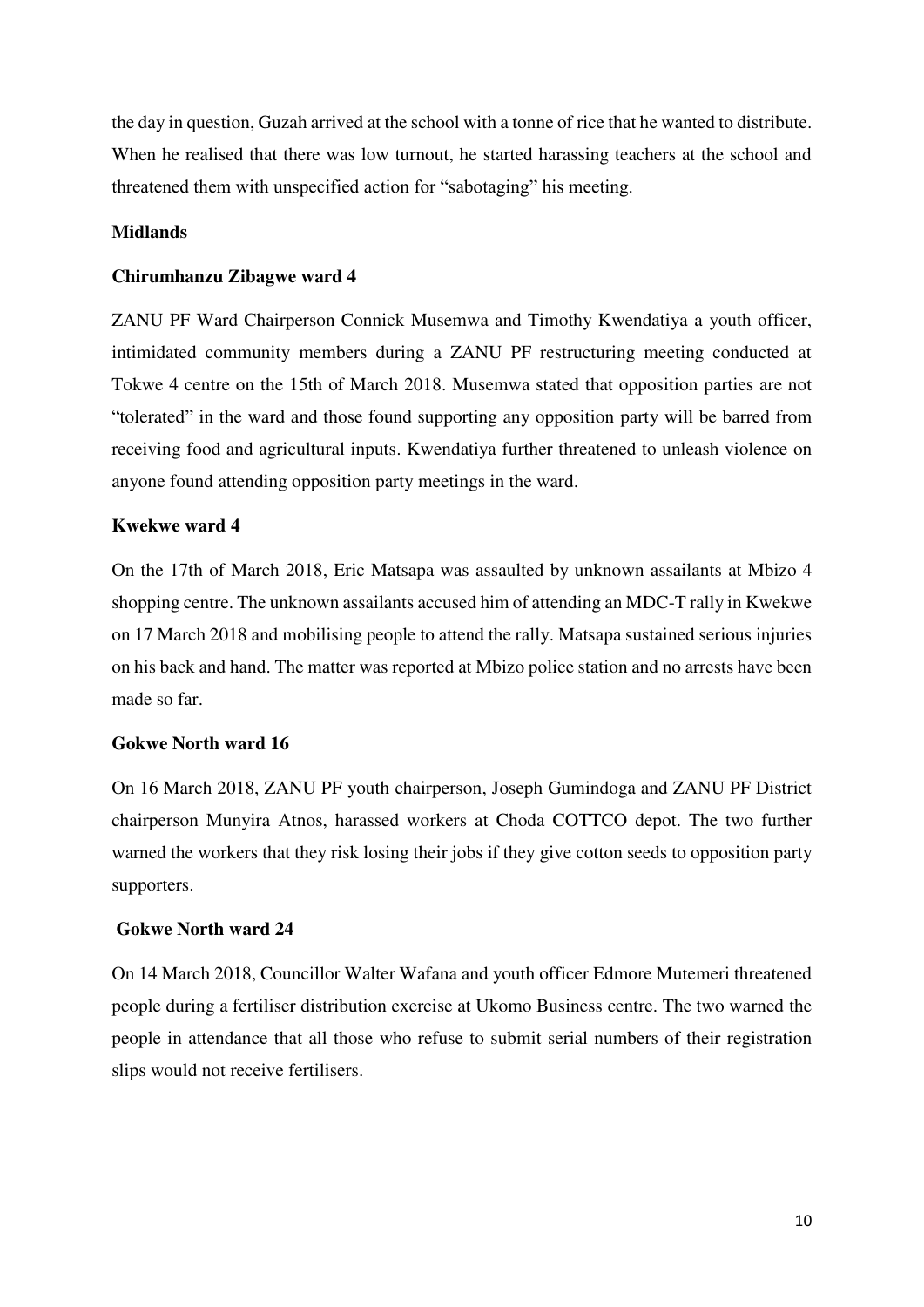the day in question, Guzah arrived at the school with a tonne of rice that he wanted to distribute. When he realised that there was low turnout, he started harassing teachers at the school and threatened them with unspecified action for "sabotaging" his meeting.

**Midlands**

**Chirumhanzu Zibagwe ward 4**

ZANU PF Ward Chairperson Connick Musemwa and Timothy Kwendatiya a youth officer, intimidated community members during a ZANU PF restructuring meeting conducted at Tokwe 4 centre on the 15th of March 2018. Musemwa stated that opposition parties are not "tolerated" in the ward and those found supporting any opposition party will be barred from receiving food and agricultural inputs. Kwendatiya further threatened to unleash violence on anyone found attending opposition party meetings in the ward.

**Kwekwe ward 4**

On the 17th of March 2018, Eric Matsapa was assaulted by unknown assailants at Mbizo 4 shopping centre. The unknown assailants accused him of attending an MDC-T rally in Kwekwe on 17 March 2018 and mobilising people to attend the rally. Matsapa sustained serious injuries on his back and hand. The matter was reported at Mbizo police station and no arrests have been made so far.

**Gokwe North ward 16**

On 16 March 2018, ZANU PF youth chairperson, Joseph Gumindoga and ZANU PF District chairperson Munyira Atnos, harassed workers at Choda COTTCO depot. The two further warned the workers that they risk losing their jobs if they give cotton seeds to opposition party supporters.

**Gokwe North ward 24**

On 14 March 2018, Councillor Walter Wafana and youth officer Edmore Mutemeri threatened people during a fertiliser distribution exercise at Ukomo Business centre. The two warned the people in attendance that all those who refuse to submit serial numbers of their registration slips would not receive fertilisers.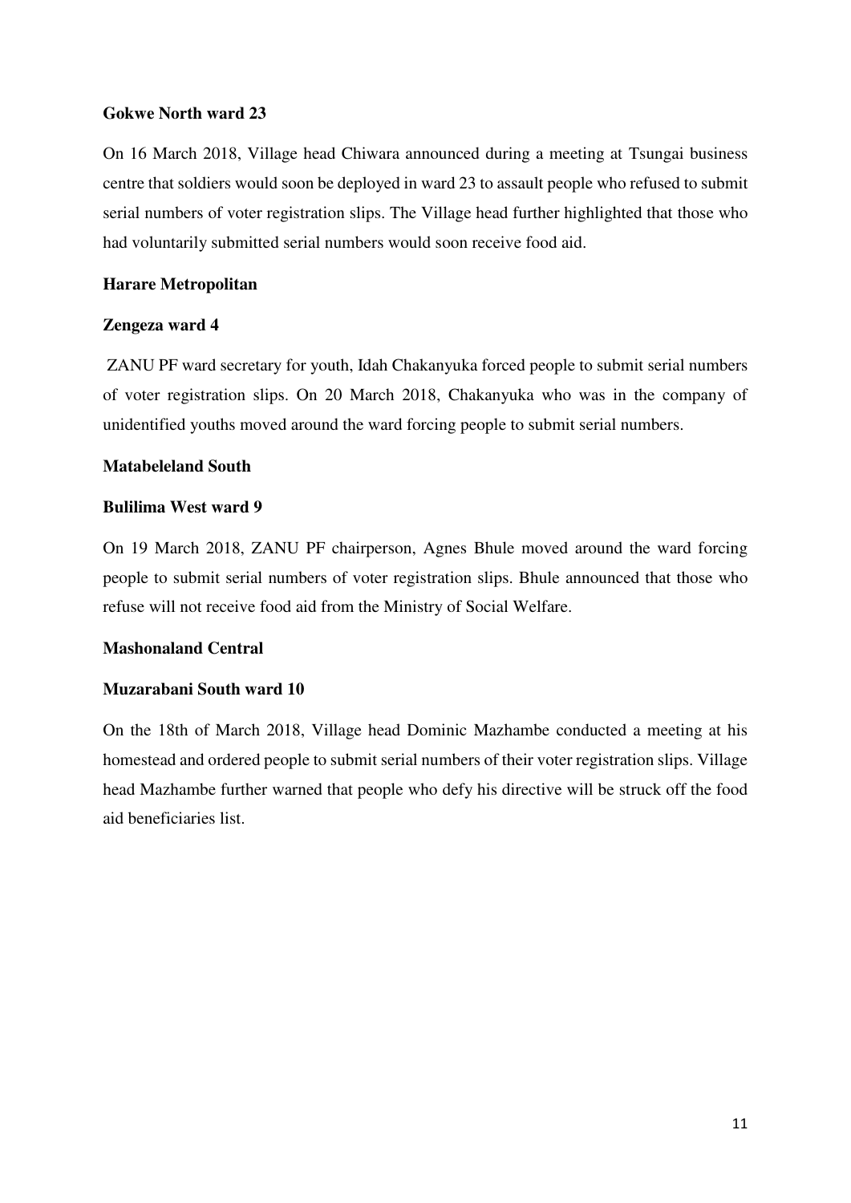**Gokwe North ward 23**

On 16 March 2018, Village head Chiwara announced during a meeting at Tsungai business centre that soldiers would soon be deployed in ward 23 to assault people who refused to submit serial numbers of voter registration slips. The Village head further highlighted that those who had voluntarily submitted serial numbers would soon receive food aid.

**Harare Metropolitan**

**Zengeza ward 4**

ZANU PF ward secretary for youth, Idah Chakanyuka forced people to submit serial numbers of voter registration slips. On 20 March 2018, Chakanyuka who was in the company of unidentified youths moved around the ward forcing people to submit serial numbers.

**Matabeleland South**

**Bulilima West ward 9**

On 19 March 2018, ZANU PF chairperson, Agnes Bhule moved around the ward forcing people to submit serial numbers of voter registration slips. Bhule announced that those who refuse will not receive food aid from the Ministry of Social Welfare.

**Mashonaland Central**

**Muzarabani South ward 10**

On the 18th of March 2018, Village head Dominic Mazhambe conducted a meeting at his homestead and ordered people to submit serial numbers of their voter registration slips. Village head Mazhambe further warned that people who defy his directive will be struck off the food aid beneficiaries list.